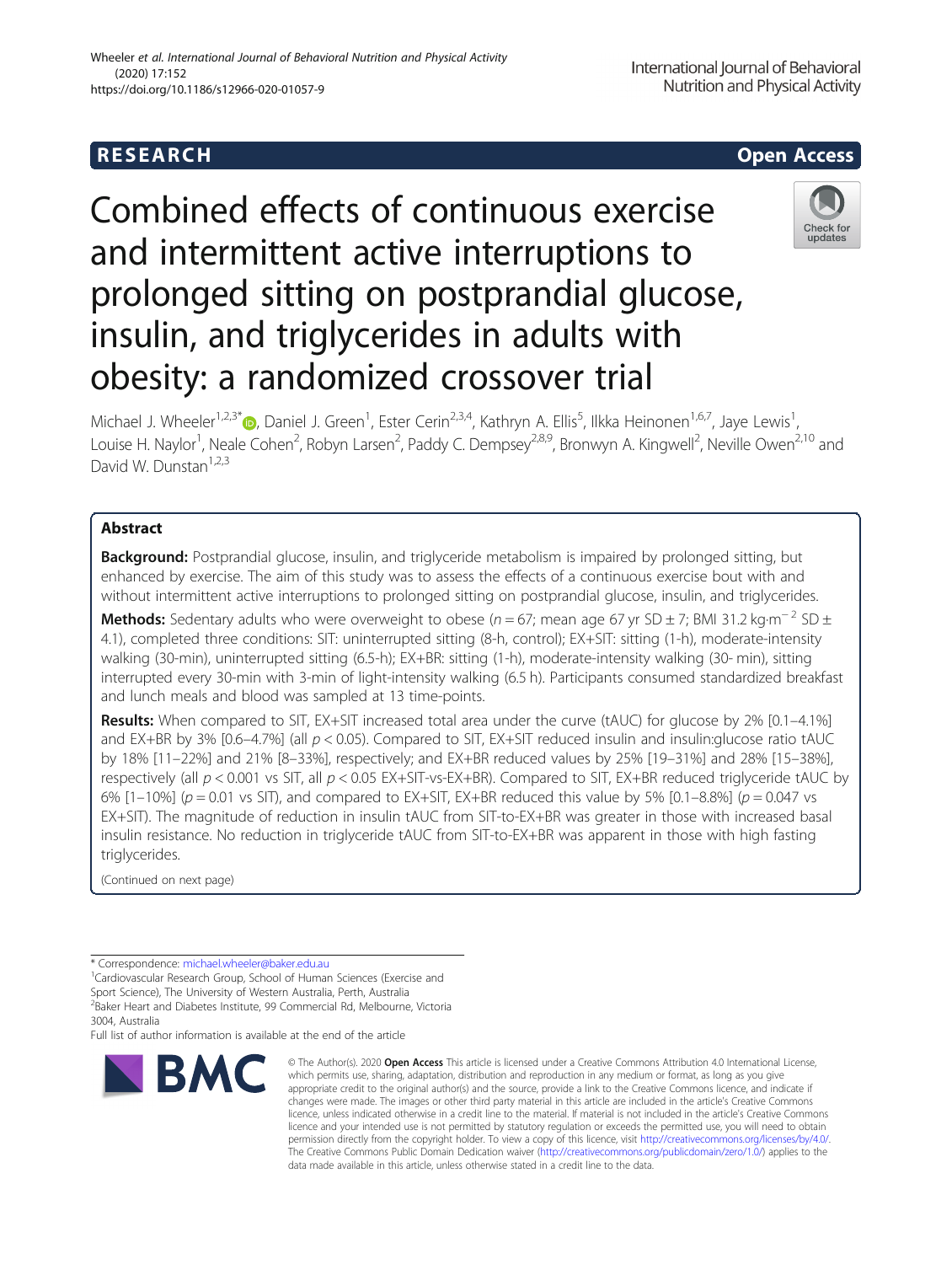RESEARCH | Open Access

# Combined effects of continuous exercise and intermittent active interruptions to prolonged sitting on postprandial glucose, insulin, and triglycerides in adults with obesity: a randomized crossover trial

Michael J. Wheeler[1,2,3*], Daniel J. Green[1], Ester Cerin[2,3,4], Kathryn A. Ellis[5], Ilkka Heinonen[1,6,7], Jaye Lewis[1], Louise H. Naylor[1], Neale Cohen[2], Robyn Larsen[2], Paddy C. Dempsey[2,8,9], Bronwyn A. Kingwell[2], Neville Owen[2,10] and David W. Dunstan[1,2,3]

## Abstract

**Background:** Postprandial glucose, insulin, and triglyceride metabolism is impaired by prolonged sitting, but enhanced by exercise. The aim of this study was to assess the effects of a continuous exercise bout with and without intermittent active interruptions to prolonged sitting on postprandial glucose, insulin, and triglycerides.

**Methods:** Sedentary adults who were overweight to obese ($n = 67$; mean age 67 yr SD ± 7; BMI 31.2 kg·m$^{-2}$ SD ± 4.1), completed three conditions: SIT: uninterrupted sitting (8-h, control); EX+SIT: sitting (1-h), moderate-intensity walking (30-min), uninterrupted sitting (6.5-h); EX+BR: sitting (1-h), moderate-intensity walking (30- min), sitting interrupted every 30-min with 3-min of light-intensity walking (6.5 h). Participants consumed standardized breakfast and lunch meals and blood was sampled at 13 time-points.

**Results:** When compared to SIT, EX+SIT increased total area under the curve (tAUC) for glucose by 2% [0.1–4.1%] and EX+BR by 3% [0.6–4.7%] (all $p < 0.05$). Compared to SIT, EX+SIT reduced insulin and insulin:glucose ratio tAUC by 18% [11–22%] and 21% [8–33%], respectively; and EX+BR reduced values by 25% [19–31%] and 28% [15–38%], respectively (all $p < 0.001$ vs SIT, all $p < 0.05$ EX+SIT-vs-EX+BR). Compared to SIT, EX+BR reduced triglyceride tAUC by 6% [1–10%] ($p = 0.01$ vs SIT), and compared to EX+SIT, EX+BR reduced this value by 5% [0.1–8.8%] ($p = 0.047$ vs EX+SIT). The magnitude of reduction in insulin tAUC from SIT-to-EX+BR was greater in those with increased basal insulin resistance. No reduction in triglyceride tAUC from SIT-to-EX+BR was apparent in those with high fasting triglycerides.

(Continued on next page)

* Correspondence: michael.wheeler@baker.edu.au
[1]Cardiovascular Research Group, School of Human Sciences (Exercise and Sport Science), The University of Western Australia, Perth, Australia
[2]Baker Heart and Diabetes Institute, 99 Commercial Rd, Melbourne, Victoria 3004, Australia
Full list of author information is available at the end of the article

© The Author(s). 2020 **Open Access** This article is licensed under a Creative Commons Attribution 4.0 International License, which permits use, sharing, adaptation, distribution and reproduction in any medium or format, as long as you give appropriate credit to the original author(s) and the source, provide a link to the Creative Commons licence, and indicate if changes were made. The images or other third party material in this article are included in the article's Creative Commons licence, unless indicated otherwise in a credit line to the material. If material is not included in the article's Creative Commons licence and your intended use is not permitted by statutory regulation or exceeds the permitted use, you will need to obtain permission directly from the copyright holder. To view a copy of this licence, visit http://creativecommons.org/licenses/by/4.0/. The Creative Commons Public Domain Dedication waiver (http://creativecommons.org/publicdomain/zero/1.0/) applies to the data made available in this article, unless otherwise stated in a credit line to the data.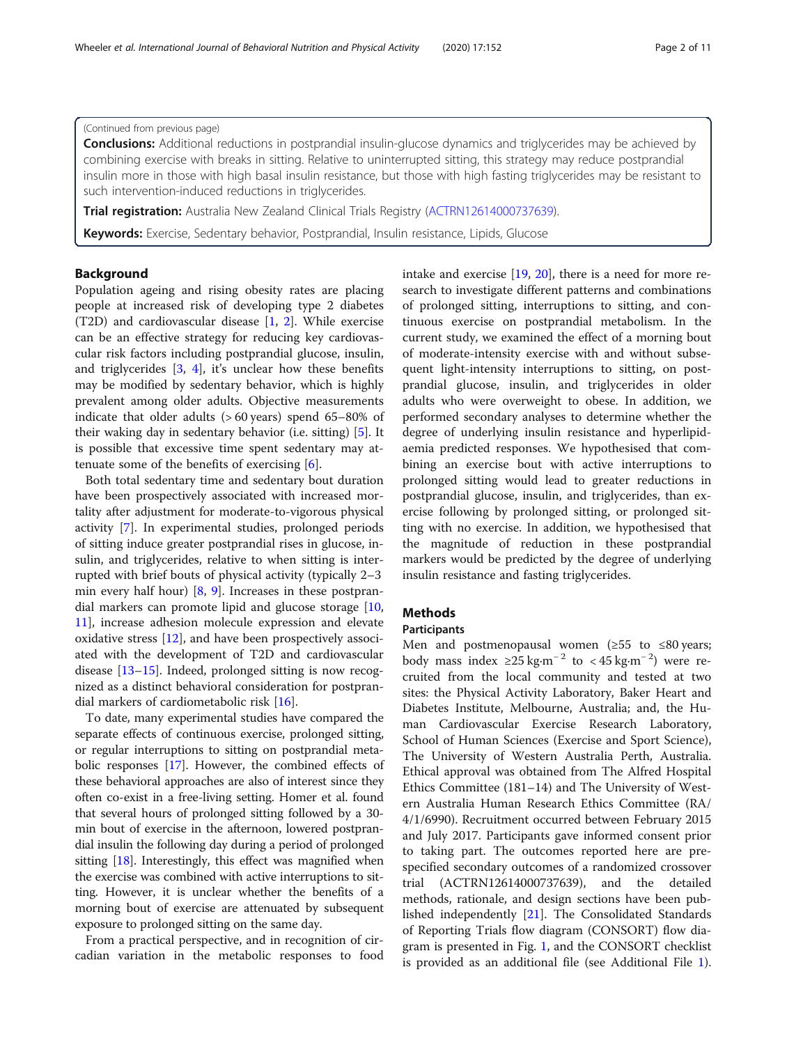(Continued from previous page)

**Conclusions:** Additional reductions in postprandial insulin-glucose dynamics and triglycerides may be achieved by combining exercise with breaks in sitting. Relative to uninterrupted sitting, this strategy may reduce postprandial insulin more in those with high basal insulin resistance, but those with high fasting triglycerides may be resistant to such intervention-induced reductions in triglycerides.

**Trial registration:** Australia New Zealand Clinical Trials Registry (ACTRN12614000737639).

**Keywords:** Exercise, Sedentary behavior, Postprandial, Insulin resistance, Lipids, Glucose

## Background

Population ageing and rising obesity rates are placing people at increased risk of developing type 2 diabetes (T2D) and cardiovascular disease [1, 2]. While exercise can be an effective strategy for reducing key cardiovascular risk factors including postprandial glucose, insulin, and triglycerides [3, 4], it's unclear how these benefits may be modified by sedentary behavior, which is highly prevalent among older adults. Objective measurements indicate that older adults (> 60 years) spend 65–80% of their waking day in sedentary behavior (i.e. sitting) [5]. It is possible that excessive time spent sedentary may attenuate some of the benefits of exercising [6].

Both total sedentary time and sedentary bout duration have been prospectively associated with increased mortality after adjustment for moderate-to-vigorous physical activity [7]. In experimental studies, prolonged periods of sitting induce greater postprandial rises in glucose, insulin, and triglycerides, relative to when sitting is interrupted with brief bouts of physical activity (typically 2–3 min every half hour) [8, 9]. Increases in these postprandial markers can promote lipid and glucose storage [10, 11], increase adhesion molecule expression and elevate oxidative stress [12], and have been prospectively associated with the development of T2D and cardiovascular disease [13–15]. Indeed, prolonged sitting is now recognized as a distinct behavioral consideration for postprandial markers of cardiometabolic risk [16].

To date, many experimental studies have compared the separate effects of continuous exercise, prolonged sitting, or regular interruptions to sitting on postprandial metabolic responses [17]. However, the combined effects of these behavioral approaches are also of interest since they often co-exist in a free-living setting. Homer et al. found that several hours of prolonged sitting followed by a 30-min bout of exercise in the afternoon, lowered postprandial insulin the following day during a period of prolonged sitting [18]. Interestingly, this effect was magnified when the exercise was combined with active interruptions to sitting. However, it is unclear whether the benefits of a morning bout of exercise are attenuated by subsequent exposure to prolonged sitting on the same day.

From a practical perspective, and in recognition of circadian variation in the metabolic responses to food intake and exercise [19, 20], there is a need for more research to investigate different patterns and combinations of prolonged sitting, interruptions to sitting, and continuous exercise on postprandial metabolism. In the current study, we examined the effect of a morning bout of moderate-intensity exercise with and without subsequent light-intensity interruptions to sitting, on postprandial glucose, insulin, and triglycerides in older adults who were overweight to obese. In addition, we performed secondary analyses to determine whether the degree of underlying insulin resistance and hyperlipidaemia predicted responses. We hypothesised that combining an exercise bout with active interruptions to prolonged sitting would lead to greater reductions in postprandial glucose, insulin, and triglycerides, than exercise following by prolonged sitting, or prolonged sitting with no exercise. In addition, we hypothesised that the magnitude of reduction in these postprandial markers would be predicted by the degree of underlying insulin resistance and fasting triglycerides.

## Methods

### Participants

Men and postmenopausal women (≥55 to ≤80 years; body mass index $\geq 25\ \text{kg}\cdot\text{m}^{-2}$ to $< 45\ \text{kg}\cdot\text{m}^{-2}$) were recruited from the local community and tested at two sites: the Physical Activity Laboratory, Baker Heart and Diabetes Institute, Melbourne, Australia; and, the Human Cardiovascular Exercise Research Laboratory, School of Human Sciences (Exercise and Sport Science), The University of Western Australia Perth, Australia. Ethical approval was obtained from The Alfred Hospital Ethics Committee (181–14) and The University of Western Australia Human Research Ethics Committee (RA/4/1/6990). Recruitment occurred between February 2015 and July 2017. Participants gave informed consent prior to taking part. The outcomes reported here are pre-specified secondary outcomes of a randomized crossover trial (ACTRN12614000737639), and the detailed methods, rationale, and design sections have been published independently [21]. The Consolidated Standards of Reporting Trials flow diagram (CONSORT) flow diagram is presented in Fig. 1, and the CONSORT checklist is provided as an additional file (see Additional File 1).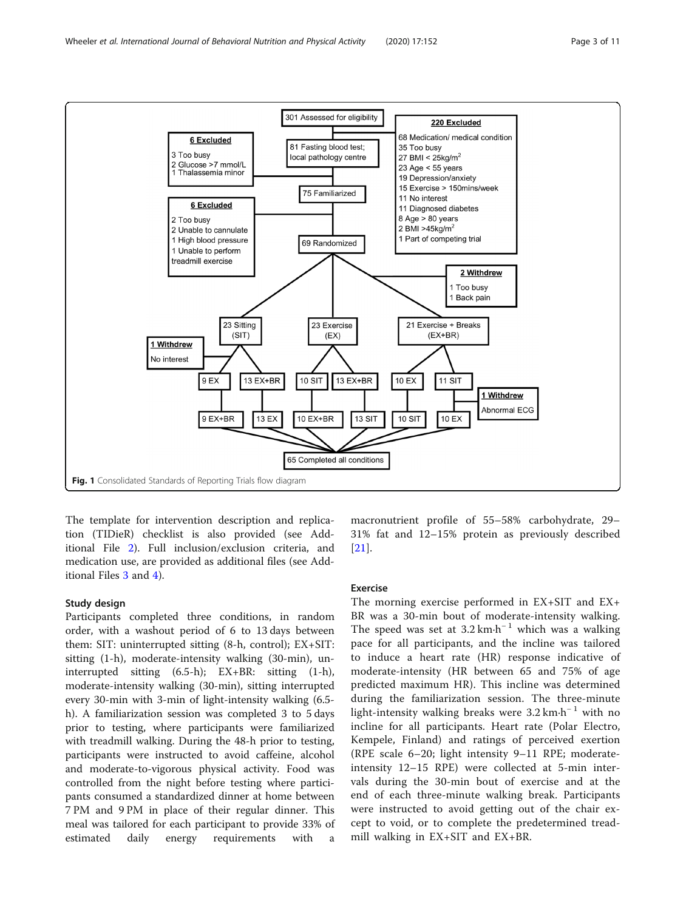Fig. 1 Consolidated Standards of Reporting Trials flow diagram

The template for intervention description and replication (TIDieR) checklist is also provided (see Additional File 2). Full inclusion/exclusion criteria, and medication use, are provided as additional files (see Additional Files 3 and 4).

### Study design

Participants completed three conditions, in random order, with a washout period of 6 to 13 days between them: SIT: uninterrupted sitting (8-h, control); EX+SIT: sitting (1-h), moderate-intensity walking (30-min), uninterrupted sitting (6.5-h); EX+BR: sitting (1-h), moderate-intensity walking (30-min), sitting interrupted every 30-min with 3-min of light-intensity walking (6.5-h). A familiarization session was completed 3 to 5 days prior to testing, where participants were familiarized with treadmill walking. During the 48-h prior to testing, participants were instructed to avoid caffeine, alcohol and moderate-to-vigorous physical activity. Food was controlled from the night before testing where participants consumed a standardized dinner at home between 7 PM and 9 PM in place of their regular dinner. This meal was tailored for each participant to provide 33% of estimated daily energy requirements with a macronutrient profile of 55–58% carbohydrate, 29–31% fat and 12–15% protein as previously described [21].

### Exercise

The morning exercise performed in EX+SIT and EX+BR was a 30-min bout of moderate-intensity walking. The speed was set at $3.2\ \text{km}\cdot\text{h}^{-1}$ which was a walking pace for all participants, and the incline was tailored to induce a heart rate (HR) response indicative of moderate-intensity (HR between 65 and 75% of age predicted maximum HR). This incline was determined during the familiarization session. The three-minute light-intensity walking breaks were $3.2\ \text{km}\cdot\text{h}^{-1}$ with no incline for all participants. Heart rate (Polar Electro, Kempele, Finland) and ratings of perceived exertion (RPE scale 6–20; light intensity 9–11 RPE; moderate-intensity 12–15 RPE) were collected at 5-min intervals during the 30-min bout of exercise and at the end of each three-minute walking break. Participants were instructed to avoid getting out of the chair except to void, or to complete the predetermined treadmill walking in EX+SIT and EX+BR.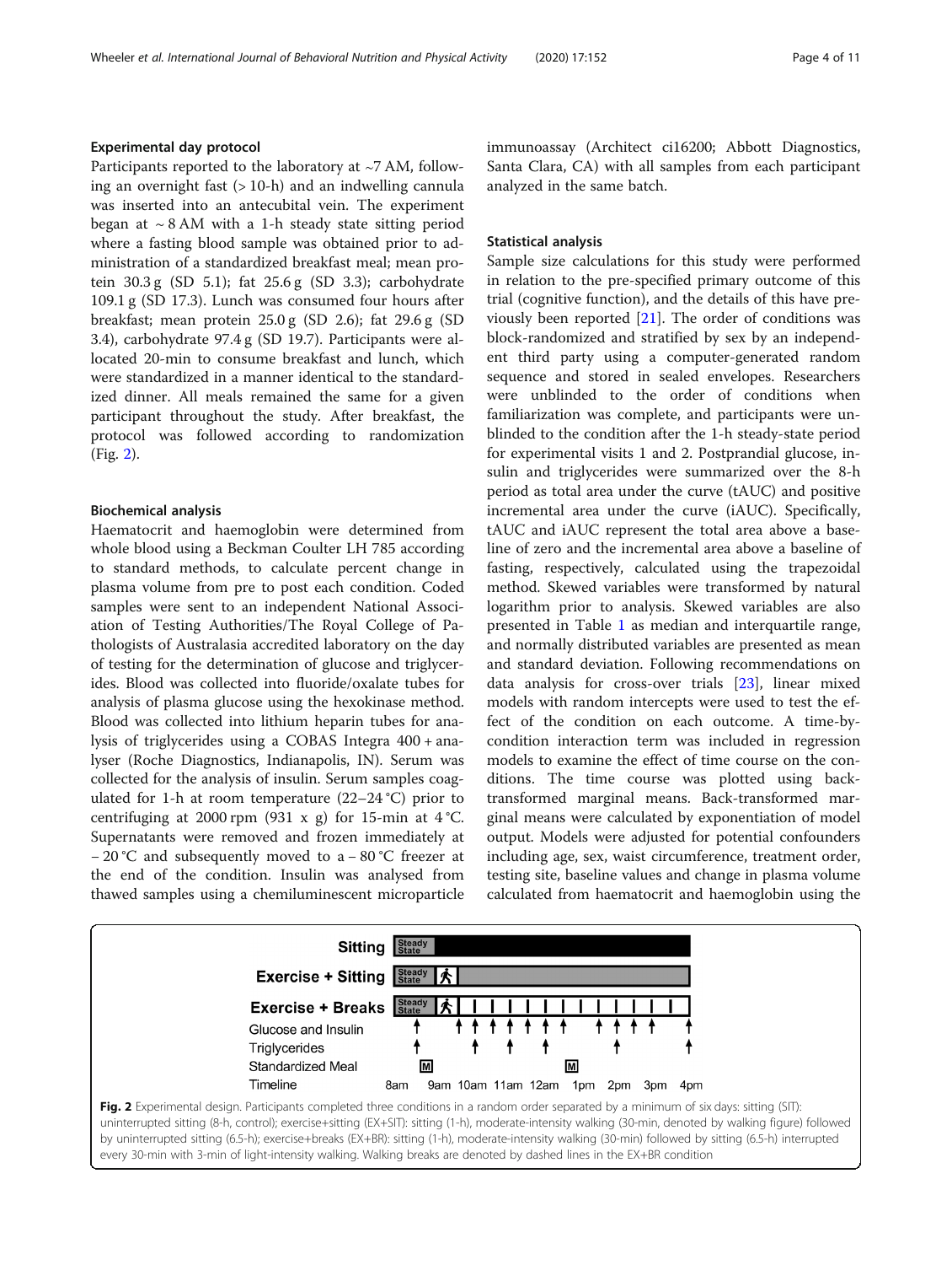### Experimental day protocol

Participants reported to the laboratory at ~7 AM, following an overnight fast (> 10-h) and an indwelling cannula was inserted into an antecubital vein. The experiment began at ~ 8 AM with a 1-h steady state sitting period where a fasting blood sample was obtained prior to administration of a standardized breakfast meal; mean protein 30.3 g (SD 5.1); fat 25.6 g (SD 3.3); carbohydrate 109.1 g (SD 17.3). Lunch was consumed four hours after breakfast; mean protein 25.0 g (SD 2.6); fat 29.6 g (SD 3.4), carbohydrate 97.4 g (SD 19.7). Participants were allocated 20-min to consume breakfast and lunch, which were standardized in a manner identical to the standardized dinner. All meals remained the same for a given participant throughout the study. After breakfast, the protocol was followed according to randomization (Fig. 2).

### Biochemical analysis

Haematocrit and haemoglobin were determined from whole blood using a Beckman Coulter LH 785 according to standard methods, to calculate percent change in plasma volume from pre to post each condition. Coded samples were sent to an independent National Association of Testing Authorities/The Royal College of Pathologists of Australasia accredited laboratory on the day of testing for the determination of glucose and triglycerides. Blood was collected into fluoride/oxalate tubes for analysis of plasma glucose using the hexokinase method. Blood was collected into lithium heparin tubes for analysis of triglycerides using a COBAS Integra 400 + analyser (Roche Diagnostics, Indianapolis, IN). Serum was collected for the analysis of insulin. Serum samples coagulated for 1-h at room temperature (22–24 °C) prior to centrifuging at 2000 rpm (931 x g) for 15-min at 4 °C. Supernatants were removed and frozen immediately at – 20 °C and subsequently moved to a – 80 °C freezer at the end of the condition. Insulin was analysed from thawed samples using a chemiluminescent microparticle immunoassay (Architect ci16200; Abbott Diagnostics, Santa Clara, CA) with all samples from each participant analyzed in the same batch.

### Statistical analysis

Sample size calculations for this study were performed in relation to the pre-specified primary outcome of this trial (cognitive function), and the details of this have previously been reported [21]. The order of conditions was block-randomized and stratified by sex by an independent third party using a computer-generated random sequence and stored in sealed envelopes. Researchers were unblinded to the order of conditions when familiarization was complete, and participants were unblinded to the condition after the 1-h steady-state period for experimental visits 1 and 2. Postprandial glucose, insulin and triglycerides were summarized over the 8-h period as total area under the curve (tAUC) and positive incremental area under the curve (iAUC). Specifically, tAUC and iAUC represent the total area above a baseline of zero and the incremental area above a baseline of fasting, respectively, calculated using the trapezoidal method. Skewed variables were transformed by natural logarithm prior to analysis. Skewed variables are also presented in Table 1 as median and interquartile range, and normally distributed variables are presented as mean and standard deviation. Following recommendations on data analysis for cross-over trials [23], linear mixed models with random intercepts were used to test the effect of the condition on each outcome. A time-by-condition interaction term was included in regression models to examine the effect of time course on the conditions. The time course was plotted using back-transformed marginal means. Back-transformed marginal means were calculated by exponentiation of model output. Models were adjusted for potential confounders including age, sex, waist circumference, treatment order, testing site, baseline values and change in plasma volume calculated from haematocrit and haemoglobin using the

**Fig. 2** Experimental design. Participants completed three conditions in a random order separated by a minimum of six days: sitting (SIT): uninterrupted sitting (8-h, control); exercise+sitting (EX+SIT): sitting (1-h), moderate-intensity walking (30-min, denoted by walking figure) followed by uninterrupted sitting (6.5-h); exercise+breaks (EX+BR): sitting (1-h), moderate-intensity walking (30-min) followed by sitting (6.5-h) interrupted every 30-min with 3-min of light-intensity walking. Walking breaks are denoted by dashed lines in the EX+BR condition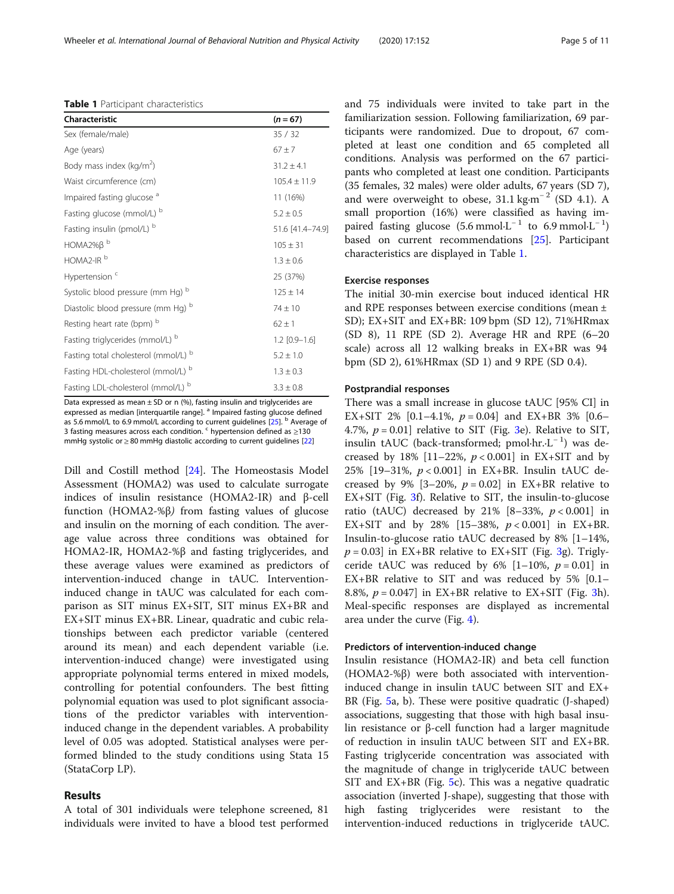**Table 1** Participant characteristics

| Characteristic | ($n = 67$) |
|---|---|
| Sex (female/male) | 35 / 32 |
| Age (years) | 67 ± 7 |
| Body mass index (kg/m$^2$) | 31.2 ± 4.1 |
| Waist circumference (cm) | 105.4 ± 11.9 |
| Impaired fasting glucose [a] | 11 (16%) |
| Fasting glucose (mmol/L) [b] | 5.2 ± 0.5 |
| Fasting insulin (pmol/L) [b] | 51.6 [41.4–74.9] |
| HOMA2%β [b] | 105 ± 31 |
| HOMA2-IR [b] | 1.3 ± 0.6 |
| Hypertension [c] | 25 (37%) |
| Systolic blood pressure (mm Hg) [b] | 125 ± 14 |
| Diastolic blood pressure (mm Hg) [b] | 74 ± 10 |
| Resting heart rate (bpm) [b] | 62 ± 1 |
| Fasting triglycerides (mmol/L) [b] | 1.2 [0.9–1.6] |
| Fasting total cholesterol (mmol/L) [b] | 5.2 ± 1.0 |
| Fasting HDL-cholesterol (mmol/L) [b] | 1.3 ± 0.3 |
| Fasting LDL-cholesterol (mmol/L) [b] | 3.3 ± 0.8 |

Data expressed as mean ± SD or n (%), fasting insulin and triglycerides are expressed as median [interquartile range]. [a] Impaired fasting glucose defined as 5.6 mmol/L to 6.9 mmol/L according to current guidelines [25]. [b] Average of 3 fasting measures across each condition. [c] hypertension defined as ≥130 mmHg systolic or ≥ 80 mmHg diastolic according to current guidelines [22]

Dill and Costill method [24]. The Homeostasis Model Assessment (HOMA2) was used to calculate surrogate indices of insulin resistance (HOMA2-IR) and β-cell function (HOMA2-%β) from fasting values of glucose and insulin on the morning of each condition. The average value across three conditions was obtained for HOMA2-IR, HOMA2-%β and fasting triglycerides, and these average values were examined as predictors of intervention-induced change in tAUC. Intervention-induced change in tAUC was calculated for each comparison as SIT minus EX+SIT, SIT minus EX+BR and EX+SIT minus EX+BR. Linear, quadratic and cubic relationships between each predictor variable (centered around its mean) and each dependent variable (i.e. intervention-induced change) were investigated using appropriate polynomial terms entered in mixed models, controlling for potential confounders. The best fitting polynomial equation was used to plot significant associations of the predictor variables with intervention-induced change in the dependent variables. A probability level of 0.05 was adopted. Statistical analyses were performed blinded to the study conditions using Stata 15 (StataCorp LP).

## Results

A total of 301 individuals were telephone screened, 81 individuals were invited to have a blood test performed and 75 individuals were invited to take part in the familiarization session. Following familiarization, 69 participants were randomized. Due to dropout, 67 completed at least one condition and 65 completed all conditions. Analysis was performed on the 67 participants who completed at least one condition. Participants (35 females, 32 males) were older adults, 67 years (SD 7), and were overweight to obese, 31.1 kg·m$^{-2}$ (SD 4.1). A small proportion (16%) were classified as having impaired fasting glucose (5.6 mmol·L$^{-1}$ to 6.9 mmol·L$^{-1}$) based on current recommendations [25]. Participant characteristics are displayed in Table 1.

### Exercise responses

The initial 30-min exercise bout induced identical HR and RPE responses between exercise conditions (mean ± SD); EX+SIT and EX+BR: 109 bpm (SD 12), 71%HRmax (SD 8), 11 RPE (SD 2). Average HR and RPE (6–20 scale) across all 12 walking breaks in EX+BR was 94 bpm (SD 2), 61%HRmax (SD 1) and 9 RPE (SD 0.4).

### Postprandial responses

There was a small increase in glucose tAUC [95% CI] in EX+SIT 2% [0.1–4.1%, $p = 0.04$] and EX+BR 3% [0.6–4.7%, $p = 0.01$] relative to SIT (Fig. 3e). Relative to SIT, insulin tAUC (back-transformed; pmol·hr.·L$^{-1}$) was decreased by 18% [11–22%, $p < 0.001$] in EX+SIT and by 25% [19–31%, $p < 0.001$] in EX+BR. Insulin tAUC decreased by 9% [3–20%, $p = 0.02$] in EX+BR relative to EX+SIT (Fig. 3f). Relative to SIT, the insulin-to-glucose ratio (tAUC) decreased by 21% [8–33%, $p < 0.001$] in EX+SIT and by 28% [15–38%, $p < 0.001$] in EX+BR. Insulin-to-glucose ratio tAUC decreased by 8% [1–14%, $p = 0.03$] in EX+BR relative to EX+SIT (Fig. 3g). Triglyceride tAUC was reduced by 6% [1–10%, $p = 0.01$] in EX+BR relative to SIT and was reduced by 5% [0.1–8.8%, $p = 0.047$] in EX+BR relative to EX+SIT (Fig. 3h). Meal-specific responses are displayed as incremental area under the curve (Fig. 4).

### Predictors of intervention-induced change

Insulin resistance (HOMA2-IR) and beta cell function (HOMA2-%β) were both associated with intervention-induced change in insulin tAUC between SIT and EX+BR (Fig. 5a, b). These were positive quadratic (J-shaped) associations, suggesting that those with high basal insulin resistance or β-cell function had a larger magnitude of reduction in insulin tAUC between SIT and EX+BR. Fasting triglyceride concentration was associated with the magnitude of change in triglyceride tAUC between SIT and EX+BR (Fig. 5c). This was a negative quadratic association (inverted J-shape), suggesting that those with high fasting triglycerides were resistant to the intervention-induced reductions in triglyceride tAUC.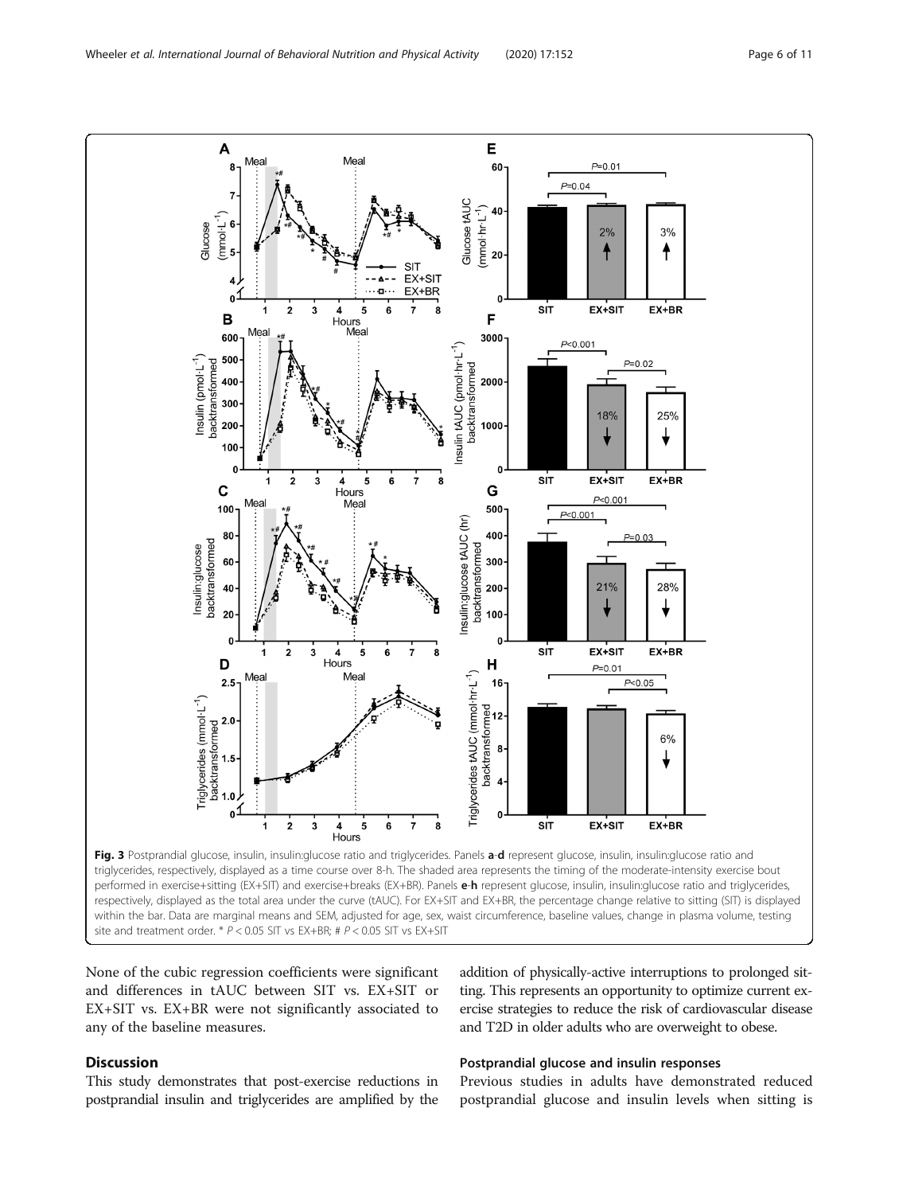**Fig. 3** Postprandial glucose, insulin, insulin:glucose ratio and triglycerides. Panels **a**-**d** represent glucose, insulin, insulin:glucose ratio and triglycerides, respectively, displayed as a time course over 8-h. The shaded area represents the timing of the moderate-intensity exercise bout performed in exercise+sitting (EX+SIT) and exercise+breaks (EX+BR). Panels **e**-**h** represent glucose, insulin, insulin:glucose ratio and triglycerides, respectively, displayed as the total area under the curve (tAUC). For EX+SIT and EX+BR, the percentage change relative to sitting (SIT) is displayed within the bar. Data are marginal means and SEM, adjusted for age, sex, waist circumference, baseline values, change in plasma volume, testing site and treatment order. * $P < 0.05$ SIT vs EX+BR; # $P < 0.05$ SIT vs EX+SIT

None of the cubic regression coefficients were significant and differences in tAUC between SIT vs. EX+SIT or EX+SIT vs. EX+BR were not significantly associated to any of the baseline measures.

## Discussion

This study demonstrates that post-exercise reductions in postprandial insulin and triglycerides are amplified by the addition of physically-active interruptions to prolonged sitting. This represents an opportunity to optimize current exercise strategies to reduce the risk of cardiovascular disease and T2D in older adults who are overweight to obese.

### Postprandial glucose and insulin responses

Previous studies in adults have demonstrated reduced postprandial glucose and insulin levels when sitting is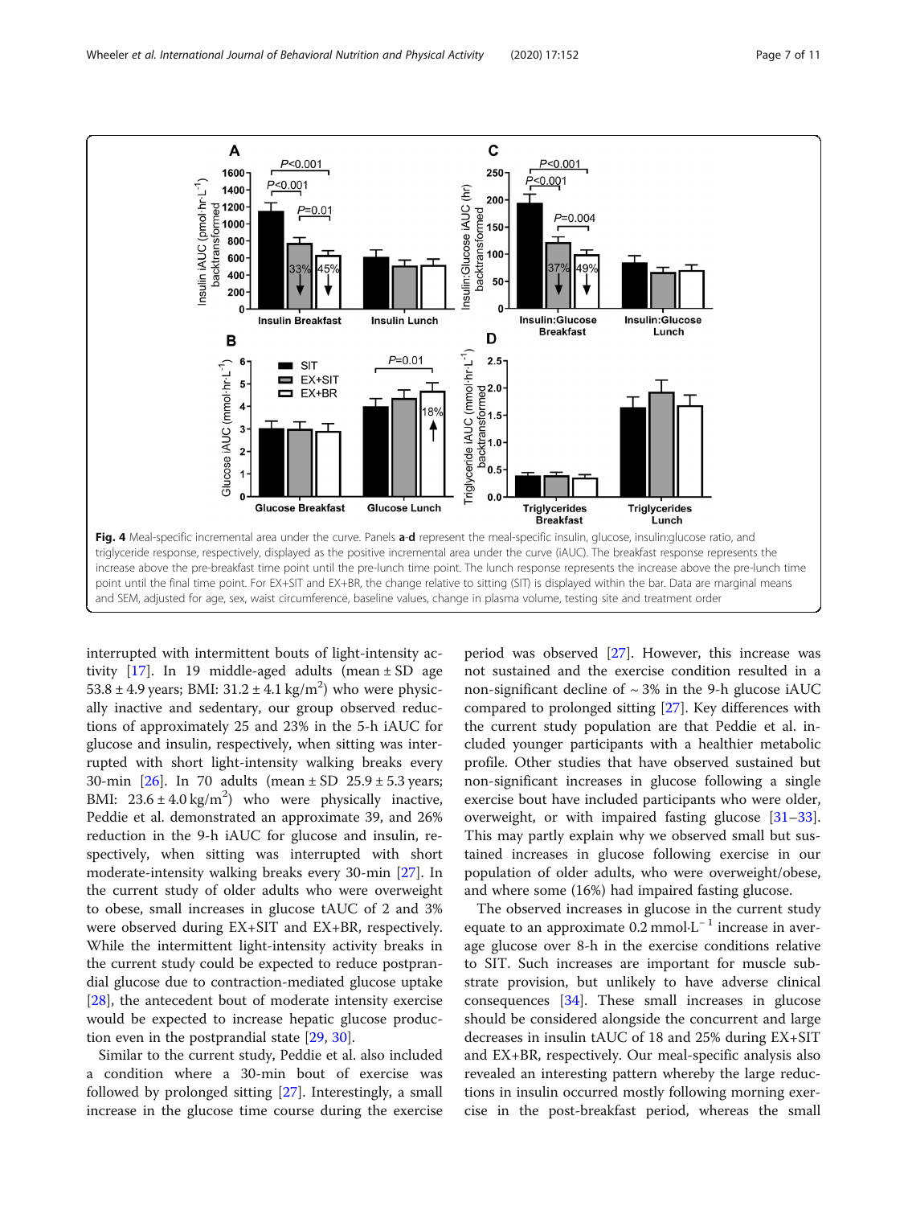**Fig. 4** Meal-specific incremental area under the curve. Panels **a**-**d** represent the meal-specific insulin, glucose, insulin:glucose ratio, and triglyceride response, respectively, displayed as the positive incremental area under the curve (iAUC). The breakfast response represents the increase above the pre-breakfast time point until the pre-lunch time point. The lunch response represents the increase above the pre-lunch time point until the final time point. For EX+SIT and EX+BR, the change relative to sitting (SIT) is displayed within the bar. Data are marginal means and SEM, adjusted for age, sex, waist circumference, baseline values, change in plasma volume, testing site and treatment order

interrupted with intermittent bouts of light-intensity activity [17]. In 19 middle-aged adults (mean ± SD age 53.8 ± 4.9 years; BMI: 31.2 ± 4.1 kg/m$^2$) who were physically inactive and sedentary, our group observed reductions of approximately 25 and 23% in the 5-h iAUC for glucose and insulin, respectively, when sitting was interrupted with short light-intensity walking breaks every 30-min [26]. In 70 adults (mean ± SD 25.9 ± 5.3 years; BMI: 23.6 ± 4.0 kg/m$^2$) who were physically inactive, Peddie et al. demonstrated an approximate 39, and 26% reduction in the 9-h iAUC for glucose and insulin, respectively, when sitting was interrupted with short moderate-intensity walking breaks every 30-min [27]. In the current study of older adults who were overweight to obese, small increases in glucose tAUC of 2 and 3% were observed during EX+SIT and EX+BR, respectively. While the intermittent light-intensity activity breaks in the current study could be expected to reduce postprandial glucose due to contraction-mediated glucose uptake [28], the antecedent bout of moderate intensity exercise would be expected to increase hepatic glucose production even in the postprandial state [29, 30].

Similar to the current study, Peddie et al. also included a condition where a 30-min bout of exercise was followed by prolonged sitting [27]. Interestingly, a small increase in the glucose time course during the exercise period was observed [27]. However, this increase was not sustained and the exercise condition resulted in a non-significant decline of ~ 3% in the 9-h glucose iAUC compared to prolonged sitting [27]. Key differences with the current study population are that Peddie et al. included younger participants with a healthier metabolic profile. Other studies that have observed sustained but non-significant increases in glucose following a single exercise bout have included participants who were older, overweight, or with impaired fasting glucose [31–33]. This may partly explain why we observed small but sustained increases in glucose following exercise in our population of older adults, who were overweight/obese, and where some (16%) had impaired fasting glucose.

The observed increases in glucose in the current study equate to an approximate 0.2 mmol·L$^{-1}$ increase in average glucose over 8-h in the exercise conditions relative to SIT. Such increases are important for muscle substrate provision, but unlikely to have adverse clinical consequences [34]. These small increases in glucose should be considered alongside the concurrent and large decreases in insulin tAUC of 18 and 25% during EX+SIT and EX+BR, respectively. Our meal-specific analysis also revealed an interesting pattern whereby the large reductions in insulin occurred mostly following morning exercise in the post-breakfast period, whereas the small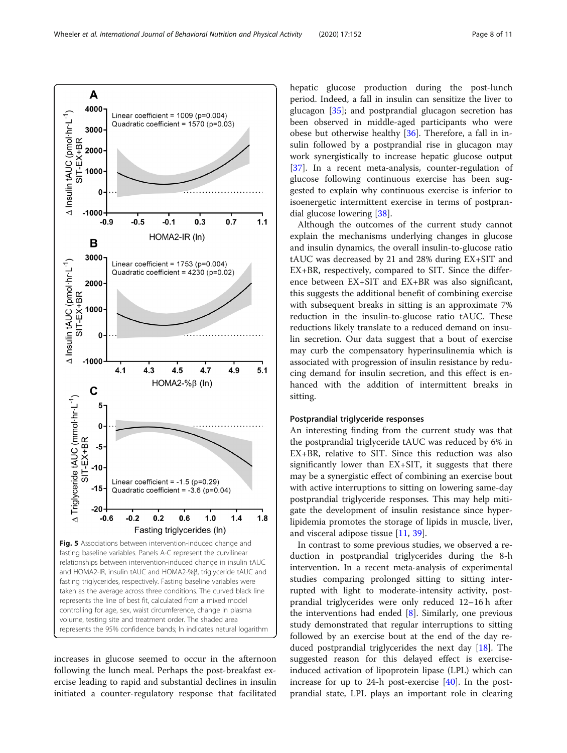**Fig. 5** Associations between intervention-induced change and fasting baseline variables. Panels A-C represent the curvilinear relationships between intervention-induced change in insulin tAUC and HOMA2-IR, insulin tAUC and HOMA2-%β, triglyceride tAUC and fasting triglycerides, respectively. Fasting baseline variables were taken as the average across three conditions. The curved black line represents the line of best fit, calculated from a mixed model controlling for age, sex, waist circumference, change in plasma volume, testing site and treatment order. The shaded area represents the 95% confidence bands; ln indicates natural logarithm

increases in glucose seemed to occur in the afternoon following the lunch meal. Perhaps the post-breakfast exercise leading to rapid and substantial declines in insulin initiated a counter-regulatory response that facilitated hepatic glucose production during the post-lunch period. Indeed, a fall in insulin can sensitize the liver to glucagon [35]; and postprandial glucagon secretion has been observed in middle-aged participants who were obese but otherwise healthy [36]. Therefore, a fall in insulin followed by a postprandial rise in glucagon may work synergistically to increase hepatic glucose output [37]. In a recent meta-analysis, counter-regulation of glucose following continuous exercise has been suggested to explain why continuous exercise is inferior to isoenergetic intermittent exercise in terms of postprandial glucose lowering [38].

Although the outcomes of the current study cannot explain the mechanisms underlying changes in glucose and insulin dynamics, the overall insulin-to-glucose ratio tAUC was decreased by 21 and 28% during EX+SIT and EX+BR, respectively, compared to SIT. Since the difference between EX+SIT and EX+BR was also significant, this suggests the additional benefit of combining exercise with subsequent breaks in sitting is an approximate 7% reduction in the insulin-to-glucose ratio tAUC. These reductions likely translate to a reduced demand on insulin secretion. Our data suggest that a bout of exercise may curb the compensatory hyperinsulinemia which is associated with progression of insulin resistance by reducing demand for insulin secretion, and this effect is enhanced with the addition of intermittent breaks in sitting.

#### Postprandial triglyceride responses

An interesting finding from the current study was that the postprandial triglyceride tAUC was reduced by 6% in EX+BR, relative to SIT. Since this reduction was also significantly lower than EX+SIT, it suggests that there may be a synergistic effect of combining an exercise bout with active interruptions to sitting on lowering same-day postprandial triglyceride responses. This may help mitigate the development of insulin resistance since hyperlipidemia promotes the storage of lipids in muscle, liver, and visceral adipose tissue [11, 39].

In contrast to some previous studies, we observed a reduction in postprandial triglycerides during the 8-h intervention. In a recent meta-analysis of experimental studies comparing prolonged sitting to sitting interrupted with light to moderate-intensity activity, postprandial triglycerides were only reduced 12–16 h after the interventions had ended [8]. Similarly, one previous study demonstrated that regular interruptions to sitting followed by an exercise bout at the end of the day reduced postprandial triglycerides the next day [18]. The suggested reason for this delayed effect is exercise-induced activation of lipoprotein lipase (LPL) which can increase for up to 24-h post-exercise [40]. In the postprandial state, LPL plays an important role in clearing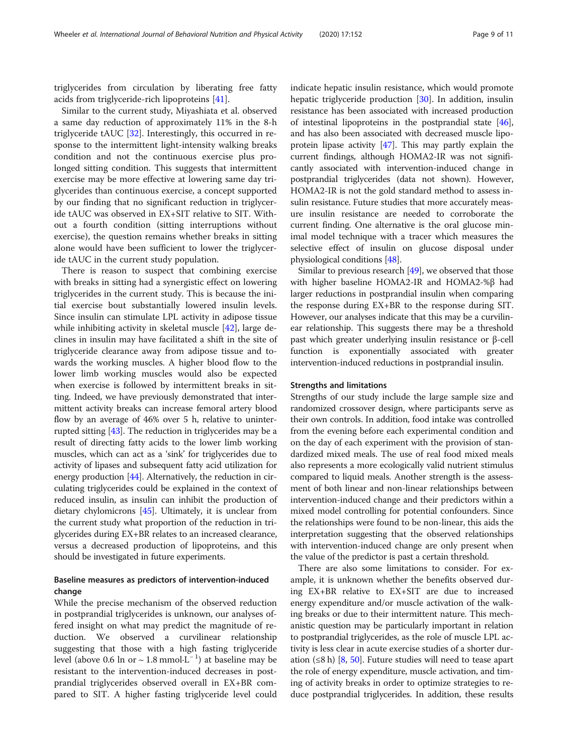triglycerides from circulation by liberating free fatty acids from triglyceride-rich lipoproteins [41].

Similar to the current study, Miyashiata et al. observed a same day reduction of approximately 11% in the 8-h triglyceride tAUC [32]. Interestingly, this occurred in response to the intermittent light-intensity walking breaks condition and not the continuous exercise plus prolonged sitting condition. This suggests that intermittent exercise may be more effective at lowering same day triglycerides than continuous exercise, a concept supported by our finding that no significant reduction in triglyceride tAUC was observed in EX+SIT relative to SIT. Without a fourth condition (sitting interruptions without exercise), the question remains whether breaks in sitting alone would have been sufficient to lower the triglyceride tAUC in the current study population.

There is reason to suspect that combining exercise with breaks in sitting had a synergistic effect on lowering triglycerides in the current study. This is because the initial exercise bout substantially lowered insulin levels. Since insulin can stimulate LPL activity in adipose tissue while inhibiting activity in skeletal muscle [42], large declines in insulin may have facilitated a shift in the site of triglyceride clearance away from adipose tissue and towards the working muscles. A higher blood flow to the lower limb working muscles would also be expected when exercise is followed by intermittent breaks in sitting. Indeed, we have previously demonstrated that intermittent activity breaks can increase femoral artery blood flow by an average of 46% over 5 h, relative to uninterrupted sitting [43]. The reduction in triglycerides may be a result of directing fatty acids to the lower limb working muscles, which can act as a 'sink' for triglycerides due to activity of lipases and subsequent fatty acid utilization for energy production [44]. Alternatively, the reduction in circulating triglycerides could be explained in the context of reduced insulin, as insulin can inhibit the production of dietary chylomicrons [45]. Ultimately, it is unclear from the current study what proportion of the reduction in triglycerides during EX+BR relates to an increased clearance, versus a decreased production of lipoproteins, and this should be investigated in future experiments.

### Baseline measures as predictors of intervention-induced change

While the precise mechanism of the observed reduction in postprandial triglycerides is unknown, our analyses offered insight on what may predict the magnitude of reduction. We observed a curvilinear relationship suggesting that those with a high fasting triglyceride level (above 0.6 ln or ~ 1.8 $\mathrm{mmol{\cdot}L^{-1}}$) at baseline may be resistant to the intervention-induced decreases in postprandial triglycerides observed overall in EX+BR compared to SIT. A higher fasting triglyceride level could indicate hepatic insulin resistance, which would promote hepatic triglyceride production [30]. In addition, insulin resistance has been associated with increased production of intestinal lipoproteins in the postprandial state [46], and has also been associated with decreased muscle lipoprotein lipase activity [47]. This may partly explain the current findings, although HOMA2-IR was not significantly associated with intervention-induced change in postprandial triglycerides (data not shown). However, HOMA2-IR is not the gold standard method to assess insulin resistance. Future studies that more accurately measure insulin resistance are needed to corroborate the current finding. One alternative is the oral glucose minimal model technique with a tracer which measures the selective effect of insulin on glucose disposal under physiological conditions [48].

Similar to previous research [49], we observed that those with higher baseline HOMA2-IR and HOMA2-%β had larger reductions in postprandial insulin when comparing the response during EX+BR to the response during SIT. However, our analyses indicate that this may be a curvilinear relationship. This suggests there may be a threshold past which greater underlying insulin resistance or β-cell function is exponentially associated with greater intervention-induced reductions in postprandial insulin.

### Strengths and limitations

Strengths of our study include the large sample size and randomized crossover design, where participants serve as their own controls. In addition, food intake was controlled from the evening before each experimental condition and on the day of each experiment with the provision of standardized mixed meals. The use of real food mixed meals also represents a more ecologically valid nutrient stimulus compared to liquid meals. Another strength is the assessment of both linear and non-linear relationships between intervention-induced change and their predictors within a mixed model controlling for potential confounders. Since the relationships were found to be non-linear, this aids the interpretation suggesting that the observed relationships with intervention-induced change are only present when the value of the predictor is past a certain threshold.

There are also some limitations to consider. For example, it is unknown whether the benefits observed during EX+BR relative to EX+SIT are due to increased energy expenditure and/or muscle activation of the walking breaks or due to their intermittent nature. This mechanistic question may be particularly important in relation to postprandial triglycerides, as the role of muscle LPL activity is less clear in acute exercise studies of a shorter duration (≤8 h) [8, 50]. Future studies will need to tease apart the role of energy expenditure, muscle activation, and timing of activity breaks in order to optimize strategies to reduce postprandial triglycerides. In addition, these results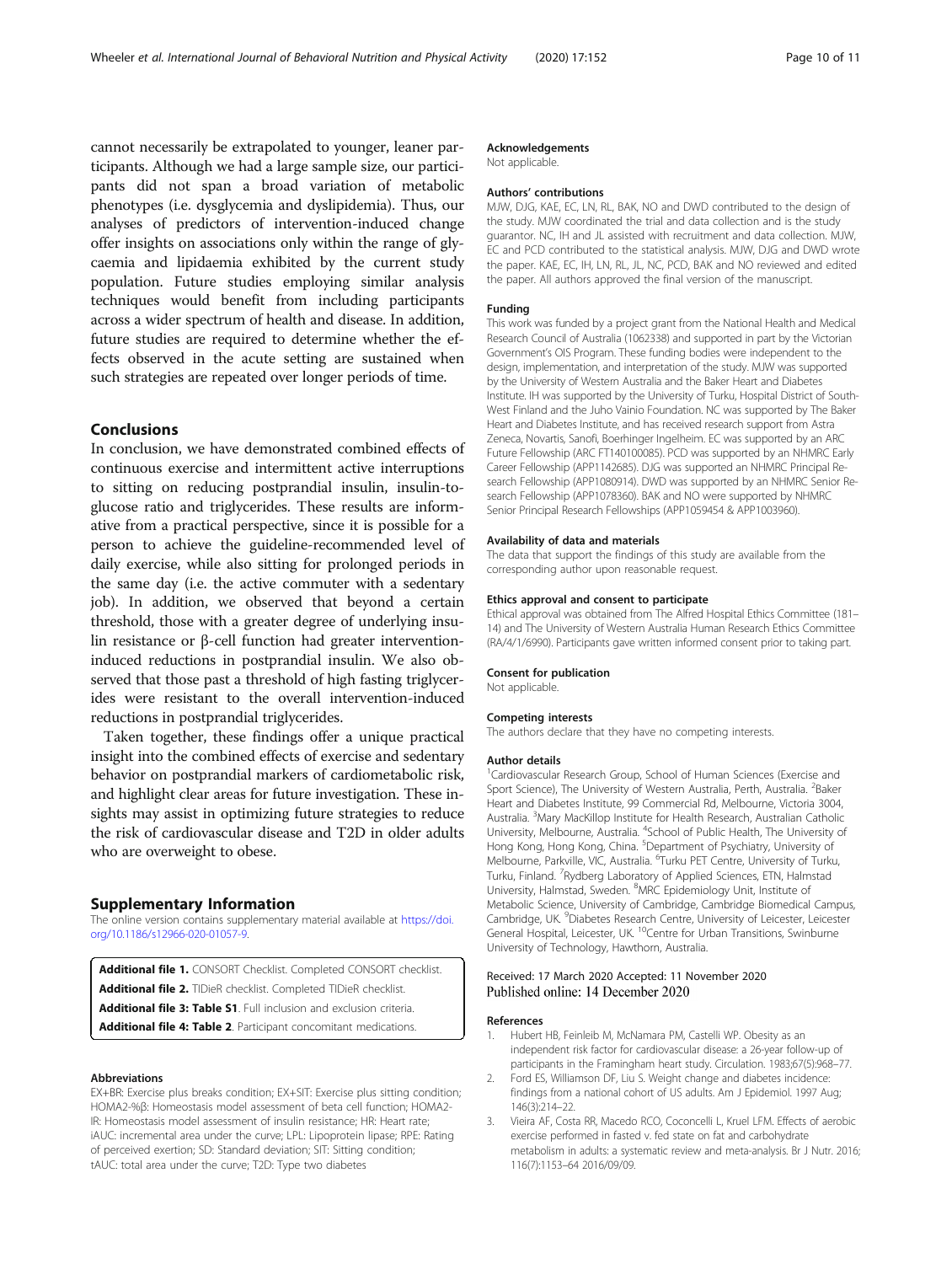cannot necessarily be extrapolated to younger, leaner participants. Although we had a large sample size, our participants did not span a broad variation of metabolic phenotypes (i.e. dysglycemia and dyslipidemia). Thus, our analyses of predictors of intervention-induced change offer insights on associations only within the range of glycaemia and lipidaemia exhibited by the current study population. Future studies employing similar analysis techniques would benefit from including participants across a wider spectrum of health and disease. In addition, future studies are required to determine whether the effects observed in the acute setting are sustained when such strategies are repeated over longer periods of time.

## Conclusions

In conclusion, we have demonstrated combined effects of continuous exercise and intermittent active interruptions to sitting on reducing postprandial insulin, insulin-to-glucose ratio and triglycerides. These results are informative from a practical perspective, since it is possible for a person to achieve the guideline-recommended level of daily exercise, while also sitting for prolonged periods in the same day (i.e. the active commuter with a sedentary job). In addition, we observed that beyond a certain threshold, those with a greater degree of underlying insulin resistance or β-cell function had greater intervention-induced reductions in postprandial insulin. We also observed that those past a threshold of high fasting triglycerides were resistant to the overall intervention-induced reductions in postprandial triglycerides.

Taken together, these findings offer a unique practical insight into the combined effects of exercise and sedentary behavior on postprandial markers of cardiometabolic risk, and highlight clear areas for future investigation. These insights may assist in optimizing future strategies to reduce the risk of cardiovascular disease and T2D in older adults who are overweight to obese.

## Supplementary Information

The online version contains supplementary material available at https://doi.org/10.1186/s12966-020-01057-9.

**Additional file 1.** CONSORT Checklist. Completed CONSORT checklist.
**Additional file 2.** TIDieR checklist. Completed TIDieR checklist.
**Additional file 3: Table S1**. Full inclusion and exclusion criteria.
**Additional file 4: Table 2**. Participant concomitant medications.

#### Abbreviations

EX+BR: Exercise plus breaks condition; EX+SIT: Exercise plus sitting condition; HOMA2-%β: Homeostasis model assessment of beta cell function; HOMA2-IR: Homeostasis model assessment of insulin resistance; HR: Heart rate; iAUC: incremental area under the curve; LPL: Lipoprotein lipase; RPE: Rating of perceived exertion; SD: Standard deviation; SIT: Sitting condition; tAUC: total area under the curve; T2D: Type two diabetes

#### Acknowledgements

Not applicable.

#### Authors' contributions

MJW, DJG, KAE, EC, LN, RL, BAK, NO and DWD contributed to the design of the study. MJW coordinated the trial and data collection and is the study guarantor. NC, IH and JL assisted with recruitment and data collection. MJW, EC and PCD contributed to the statistical analysis. MJW, DJG and DWD wrote the paper. KAE, EC, IH, LN, RL, JL, NC, PCD, BAK and NO reviewed and edited the paper. All authors approved the final version of the manuscript.

#### Funding

This work was funded by a project grant from the National Health and Medical Research Council of Australia (1062338) and supported in part by the Victorian Government's OIS Program. These funding bodies were independent to the design, implementation, and interpretation of the study. MJW was supported by the University of Western Australia and the Baker Heart and Diabetes Institute. IH was supported by the University of Turku, Hospital District of South-West Finland and the Juho Vainio Foundation. NC was supported by The Baker Heart and Diabetes Institute, and has received research support from Astra Zeneca, Novartis, Sanofi, Boerhinger Ingelheim. EC was supported by an ARC Future Fellowship (ARC FT140100085). PCD was supported by an NHMRC Early Career Fellowship (APP1142685). DJG was supported an NHMRC Principal Research Fellowship (APP1080914). DWD was supported by an NHMRC Senior Research Fellowship (APP1078360). BAK and NO were supported by NHMRC Senior Principal Research Fellowships (APP1059454 & APP1003960).

#### Availability of data and materials

The data that support the findings of this study are available from the corresponding author upon reasonable request.

#### Ethics approval and consent to participate

Ethical approval was obtained from The Alfred Hospital Ethics Committee (181–14) and The University of Western Australia Human Research Ethics Committee (RA/4/1/6990). Participants gave written informed consent prior to taking part.

#### Consent for publication

Not applicable.

#### Competing interests

The authors declare that they have no competing interests.

#### Author details

[1]Cardiovascular Research Group, School of Human Sciences (Exercise and Sport Science), The University of Western Australia, Perth, Australia. [2]Baker Heart and Diabetes Institute, 99 Commercial Rd, Melbourne, Victoria 3004, Australia. [3]Mary MacKillop Institute for Health Research, Australian Catholic University, Melbourne, Australia. [4]School of Public Health, The University of Hong Kong, Hong Kong, China. [5]Department of Psychiatry, University of Melbourne, Parkville, VIC, Australia. [6]Turku PET Centre, University of Turku, Turku, Finland. [7]Rydberg Laboratory of Applied Sciences, ETN, Halmstad University, Halmstad, Sweden. [8]MRC Epidemiology Unit, Institute of Metabolic Science, University of Cambridge, Cambridge Biomedical Campus, Cambridge, UK. [9]Diabetes Research Centre, University of Leicester, Leicester General Hospital, Leicester, UK. [10]Centre for Urban Transitions, Swinburne University of Technology, Hawthorn, Australia.

Received: 17 March 2020 Accepted: 11 November 2020
Published online: 14 December 2020

#### References

1. Hubert HB, Feinleib M, McNamara PM, Castelli WP. Obesity as an independent risk factor for cardiovascular disease: a 26-year follow-up of participants in the Framingham heart study. Circulation. 1983;67(5):968–77.
2. Ford ES, Williamson DF, Liu S. Weight change and diabetes incidence: findings from a national cohort of US adults. Am J Epidemiol. 1997 Aug; 146(3):214–22.
3. Vieira AF, Costa RR, Macedo RCO, Coconcelli L, Kruel LFM. Effects of aerobic exercise performed in fasted v. fed state on fat and carbohydrate metabolism in adults: a systematic review and meta-analysis. Br J Nutr. 2016; 116(7):1153–64 2016/09/09.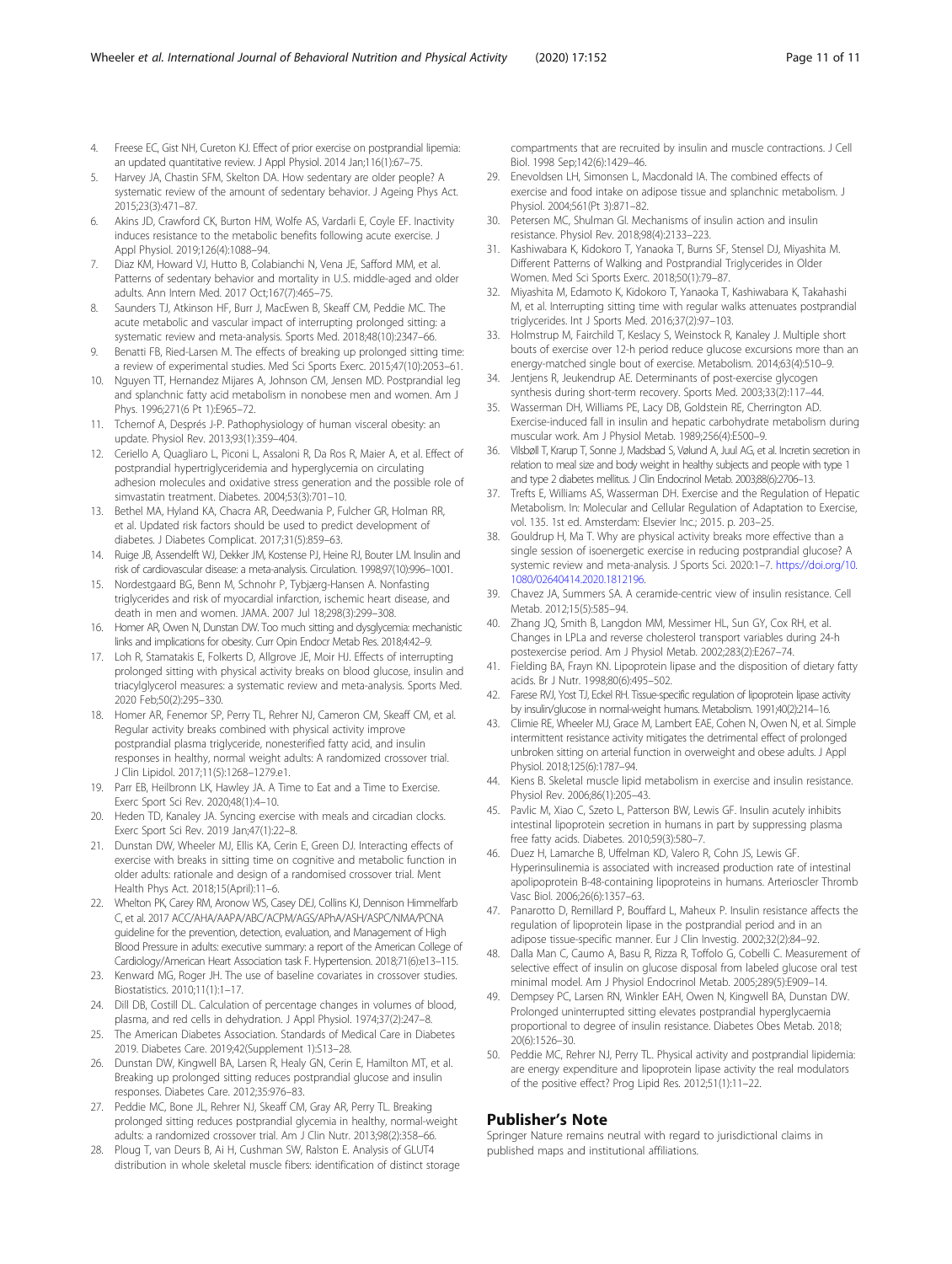4. Freese EC, Gist NH, Cureton KJ. Effect of prior exercise on postprandial lipemia: an updated quantitative review. J Appl Physiol. 2014 Jan;116(1):67–75.
5. Harvey JA, Chastin SFM, Skelton DA. How sedentary are older people? A systematic review of the amount of sedentary behavior. J Ageing Phys Act. 2015;23(3):471–87.
6. Akins JD, Crawford CK, Burton HM, Wolfe AS, Vardarli E, Coyle EF. Inactivity induces resistance to the metabolic benefits following acute exercise. J Appl Physiol. 2019;126(4):1088–94.
7. Diaz KM, Howard VJ, Hutto B, Colabianchi N, Vena JE, Safford MM, et al. Patterns of sedentary behavior and mortality in U.S. middle-aged and older adults. Ann Intern Med. 2017 Oct;167(7):465–75.
8. Saunders TJ, Atkinson HF, Burr J, MacEwen B, Skeaff CM, Peddie MC. The acute metabolic and vascular impact of interrupting prolonged sitting: a systematic review and meta-analysis. Sports Med. 2018;48(10):2347–66.
9. Benatti FB, Ried-Larsen M. The effects of breaking up prolonged sitting time: a review of experimental studies. Med Sci Sports Exerc. 2015;47(10):2053–61.
10. Nguyen TT, Hernandez Mijares A, Johnson CM, Jensen MD. Postprandial leg and splanchnic fatty acid metabolism in nonobese men and women. Am J Phys. 1996;271(6 Pt 1):E965–72.
11. Tchernof A, Després J-P. Pathophysiology of human visceral obesity: an update. Physiol Rev. 2013;93(1):359–404.
12. Ceriello A, Quagliaro L, Piconi L, Assaloni R, Da Ros R, Maier A, et al. Effect of postprandial hypertriglyceridemia and hyperglycemia on circulating adhesion molecules and oxidative stress generation and the possible role of simvastatin treatment. Diabetes. 2004;53(3):701–10.
13. Bethel MA, Hyland KA, Chacra AR, Deedwania P, Fulcher GR, Holman RR, et al. Updated risk factors should be used to predict development of diabetes. J Diabetes Complicat. 2017;31(5):859–63.
14. Ruige JB, Assendelft WJ, Dekker JM, Kostense PJ, Heine RJ, Bouter LM. Insulin and risk of cardiovascular disease: a meta-analysis. Circulation. 1998;97(10):996–1001.
15. Nordestgaard BG, Benn M, Schnohr P, Tybjærg-Hansen A. Nonfasting triglycerides and risk of myocardial infarction, ischemic heart disease, and death in men and women. JAMA. 2007 Jul 18;298(3):299–308.
16. Homer AR, Owen N, Dunstan DW. Too much sitting and dysglycemia: mechanistic links and implications for obesity. Curr Opin Endocr Metab Res. 2018;4:42–9.
17. Loh R, Stamatakis E, Folkerts D, Allgrove JE, Moir HJ. Effects of interrupting prolonged sitting with physical activity breaks on blood glucose, insulin and triacylglycerol measures: a systematic review and meta-analysis. Sports Med. 2020 Feb;50(2):295–330.
18. Homer AR, Fenemor SP, Perry TL, Rehrer NJ, Cameron CM, Skeaff CM, et al. Regular activity breaks combined with physical activity improve postprandial plasma triglyceride, nonesterified fatty acid, and insulin responses in healthy, normal weight adults: A randomized crossover trial. J Clin Lipidol. 2017;11(5):1268–1279.e1.
19. Parr EB, Heilbronn LK, Hawley JA. A Time to Eat and a Time to Exercise. Exerc Sport Sci Rev. 2020;48(1):4–10.
20. Heden TD, Kanaley JA. Syncing exercise with meals and circadian clocks. Exerc Sport Sci Rev. 2019 Jan;47(1):22–8.
21. Dunstan DW, Wheeler MJ, Ellis KA, Cerin E, Green DJ. Interacting effects of exercise with breaks in sitting time on cognitive and metabolic function in older adults: rationale and design of a randomised crossover trial. Ment Health Phys Act. 2018;15(April):11–6.
22. Whelton PK, Carey RM, Aronow WS, Casey DEJ, Collins KJ, Dennison Himmelfarb C, et al. 2017 ACC/AHA/AAPA/ABC/ACPM/AGS/APhA/ASH/ASPC/NMA/PCNA guideline for the prevention, detection, evaluation, and Management of High Blood Pressure in adults: executive summary: a report of the American College of Cardiology/American Heart Association task F. Hypertension. 2018;71(6):e13–115.
23. Kenward MG, Roger JH. The use of baseline covariates in crossover studies. Biostatistics. 2010;11(1):1–17.
24. Dill DB, Costill DL. Calculation of percentage changes in volumes of blood, plasma, and red cells in dehydration. J Appl Physiol. 1974;37(2):247–8.
25. The American Diabetes Association. Standards of Medical Care in Diabetes 2019. Diabetes Care. 2019;42(Supplement 1):S13–28.
26. Dunstan DW, Kingwell BA, Larsen R, Healy GN, Cerin E, Hamilton MT, et al. Breaking up prolonged sitting reduces postprandial glucose and insulin responses. Diabetes Care. 2012;35:976–83.
27. Peddie MC, Bone JL, Rehrer NJ, Skeaff CM, Gray AR, Perry TL. Breaking prolonged sitting reduces postprandial glycemia in healthy, normal-weight adults: a randomized crossover trial. Am J Clin Nutr. 2013;98(2):358–66.
28. Ploug T, van Deurs B, Ai H, Cushman SW, Ralston E. Analysis of GLUT4 distribution in whole skeletal muscle fibers: identification of distinct storage compartments that are recruited by insulin and muscle contractions. J Cell Biol. 1998 Sep;142(6):1429–46.
29. Enevoldsen LH, Simonsen L, Macdonald IA. The combined effects of exercise and food intake on adipose tissue and splanchnic metabolism. J Physiol. 2004;561(Pt 3):871–82.
30. Petersen MC, Shulman GI. Mechanisms of insulin action and insulin resistance. Physiol Rev. 2018;98(4):2133–223.
31. Kashiwabara K, Kidokoro T, Yanaoka T, Burns SF, Stensel DJ, Miyashita M. Different Patterns of Walking and Postprandial Triglycerides in Older Women. Med Sci Sports Exerc. 2018;50(1):79–87.
32. Miyashita M, Edamoto K, Kidokoro T, Yanaoka T, Kashiwabara K, Takahashi M, et al. Interrupting sitting time with regular walks attenuates postprandial triglycerides. Int J Sports Med. 2016;37(2):97–103.
33. Holmstrup M, Fairchild T, Keslacy S, Weinstock R, Kanaley J. Multiple short bouts of exercise over 12-h period reduce glucose excursions more than an energy-matched single bout of exercise. Metabolism. 2014;63(4):510–9.
34. Jentjens R, Jeukendrup AE. Determinants of post-exercise glycogen synthesis during short-term recovery. Sports Med. 2003;33(2):117–44.
35. Wasserman DH, Williams PE, Lacy DB, Goldstein RE, Cherrington AD. Exercise-induced fall in insulin and hepatic carbohydrate metabolism during muscular work. Am J Physiol Metab. 1989;256(4):E500–9.
36. Vilsbøll T, Krarup T, Sonne J, Madsbad S, Vølund A, Juul AG, et al. Incretin secretion in relation to meal size and body weight in healthy subjects and people with type 1 and type 2 diabetes mellitus. J Clin Endocrinol Metab. 2003;88(6):2706–13.
37. Trefts E, Williams AS, Wasserman DH. Exercise and the Regulation of Hepatic Metabolism. In: Molecular and Cellular Regulation of Adaptation to Exercise, vol. 135. 1st ed. Amsterdam: Elsevier Inc.; 2015. p. 203–25.
38. Gouldrup H, Ma T. Why are physical activity breaks more effective than a single session of isoenergetic exercise in reducing postprandial glucose? A systemic review and meta-analysis. J Sports Sci. 2020:1–7. https://doi.org/10.1080/02640414.2020.1812196.
39. Chavez JA, Summers SA. A ceramide-centric view of insulin resistance. Cell Metab. 2012;15(5):585–94.
40. Zhang JQ, Smith B, Langdon MM, Messimer HL, Sun GY, Cox RH, et al. Changes in LPLa and reverse cholesterol transport variables during 24-h postexercise period. Am J Physiol Metab. 2002;283(2):E267–74.
41. Fielding BA, Frayn KN. Lipoprotein lipase and the disposition of dietary fatty acids. Br J Nutr. 1998;80(6):495–502.
42. Farese RVJ, Yost TJ, Eckel RH. Tissue-specific regulation of lipoprotein lipase activity by insulin/glucose in normal-weight humans. Metabolism. 1991;40(2):214–16.
43. Climie RE, Wheeler MJ, Grace M, Lambert EAE, Cohen N, Owen N, et al. Simple intermittent resistance activity mitigates the detrimental effect of prolonged unbroken sitting on arterial function in overweight and obese adults. J Appl Physiol. 2018;125(6):1787–94.
44. Kiens B. Skeletal muscle lipid metabolism in exercise and insulin resistance. Physiol Rev. 2006;86(1):205–43.
45. Pavlic M, Xiao C, Szeto L, Patterson BW, Lewis GF. Insulin acutely inhibits intestinal lipoprotein secretion in humans in part by suppressing plasma free fatty acids. Diabetes. 2010;59(3):580–7.
46. Duez H, Lamarche B, Uffelman KD, Valero R, Cohn JS, Lewis GF. Hyperinsulinemia is associated with increased production rate of intestinal apolipoprotein B-48-containing lipoproteins in humans. Arterioscler Thromb Vasc Biol. 2006;26(6):1357–63.
47. Panarotto D, Remillard P, Bouffard L, Maheux P. Insulin resistance affects the regulation of lipoprotein lipase in the postprandial period and in an adipose tissue-specific manner. Eur J Clin Investig. 2002;32(2):84–92.
48. Dalla Man C, Caumo A, Basu R, Rizza R, Toffolo G, Cobelli C. Measurement of selective effect of insulin on glucose disposal from labeled glucose oral test minimal model. Am J Physiol Endocrinol Metab. 2005;289(5):E909–14.
49. Dempsey PC, Larsen RN, Winkler EAH, Owen N, Kingwell BA, Dunstan DW. Prolonged uninterrupted sitting elevates postprandial hyperglycaemia proportional to degree of insulin resistance. Diabetes Obes Metab. 2018; 20(6):1526–30.
50. Peddie MC, Rehrer NJ, Perry TL. Physical activity and postprandial lipidemia: are energy expenditure and lipoprotein lipase activity the real modulators of the positive effect? Prog Lipid Res. 2012;51(1):11–22.

## Publisher's Note

Springer Nature remains neutral with regard to jurisdictional claims in published maps and institutional affiliations.